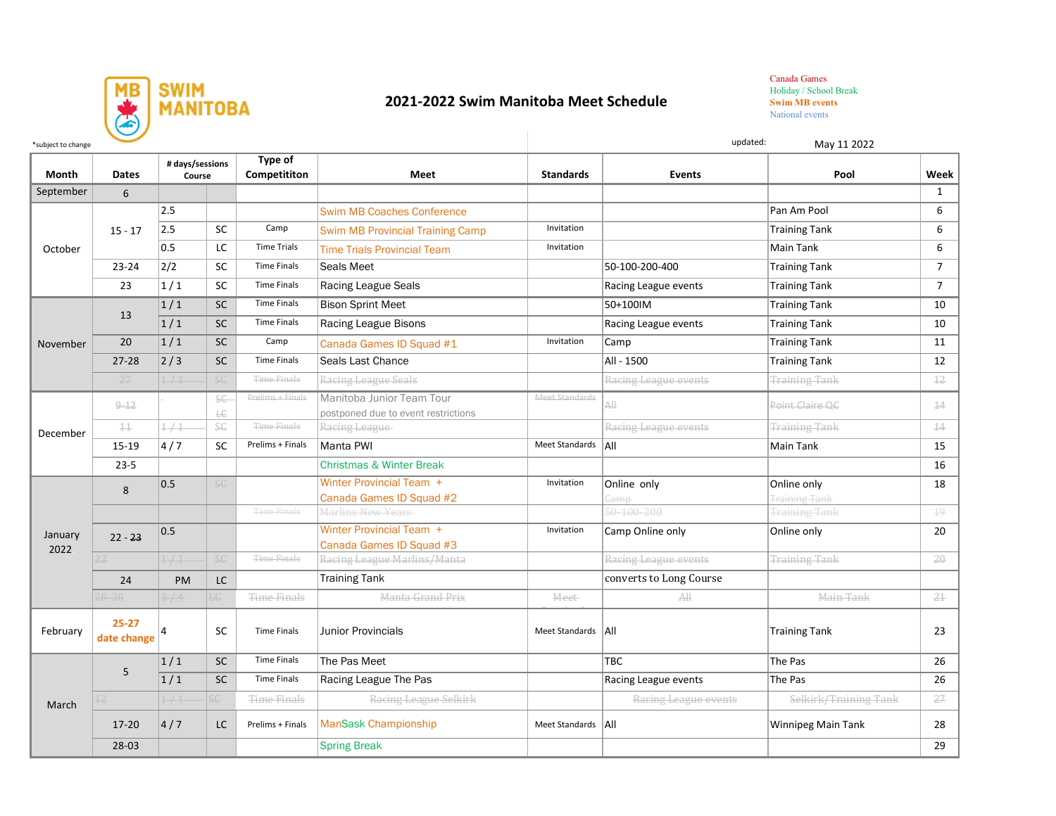# 2021-2022 Swim Manitoba Meet Schedule

SWIM MANITOBA

Canada Games
Holiday / School Break
Swim MB events
National events

*subject to change

updated: May 11 2022

| Month | Dates | # days/sessions | Course | Type of Competititon | Meet | Standards | Events | Pool | Week |
|---|---|---|---|---|---|---|---|---|---|
| September | 6 | | | | | | | | 1 |
| October | 15 - 17 | 2.5 | | | Swim MB Coaches Conference | | | Pan Am Pool | 6 |
| | | 2.5 | SC | Camp | Swim MB Provincial Training Camp | Invitation | | Training Tank | 6 |
| | | 0.5 | LC | Time Trials | Time Trials Provincial Team | Invitation | | Main Tank | 6 |
| | 23-24 | 2/2 | SC | Time Finals | Seals Meet | | 50-100-200-400 | Training Tank | 7 |
| | 23 | 1 / 1 | SC | Time Finals | Racing League Seals | | Racing League events | Training Tank | 7 |
| November | 13 | 1 / 1 | SC | Time Finals | Bison Sprint Meet | | 50+100IM | Training Tank | 10 |
| | | 1 / 1 | SC | Time Finals | Racing League Bisons | | Racing League events | Training Tank | 10 |
| | 20 | 1 / 1 | SC | Camp | Canada Games ID Squad #1 | Invitation | Camp | Training Tank | 11 |
| | 27-28 | 2 / 3 | SC | Time Finals | Seals Last Chance | | All - 1500 | Training Tank | 12 |
| | ~~27~~ | ~~1 / 1~~ | ~~SC~~ | ~~Time Finals~~ | ~~Racing League Seals~~ | | ~~Racing League events~~ | ~~Training Tank~~ | ~~12~~ |
| December | ~~9-12~~ | - | ~~SC LC~~ | ~~Prelims + Finals~~ | Manitoba Junior Team Tour postponed due to event restrictions | ~~Meet Standards~~ | ~~All~~ | ~~Point Claire QC~~ | ~~14~~ |
| | ~~11~~ | ~~1 / 1~~ | ~~SC~~ | ~~Time Finals~~ | ~~Racing League~~ | | ~~Racing League events~~ | ~~Training Tank~~ | ~~14~~ |
| | 15-19 | 4 / 7 | SC | Prelims + Finals | Manta PWI | Meet Standards | All | Main Tank | 15 |
| | 23-5 | | | | Christmas & Winter Break | | | | 16 |
| January 2022 | 8 | 0.5 | ~~SC~~ | | Winter Provincial Team + Canada Games ID Squad #2 | Invitation | Online only ~~Camp~~ | Online only ~~Training Tank~~ | 18 |
| | | | | ~~Time Finals~~ | ~~Marlins New Years~~ | | ~~50-100-200~~ | ~~Training Tank~~ | ~~19~~ |
| | 22 - ~~23~~ | 0.5 | | | Winter Provincial Team + Canada Games ID Squad #3 | Invitation | Camp Online only | Online only | 20 |
| | ~~22~~ | ~~1 / 1~~ | ~~SC~~ | ~~Time Finals~~ | ~~Racing League Marlins/Manta~~ | | ~~Racing League events~~ | ~~Training Tank~~ | ~~20~~ |
| | 24 | PM | LC | | Training Tank | | converts to Long Course | | |
| | ~~28-30~~ | ~~3 / 4~~ | ~~LC~~ | ~~Time Finals~~ | ~~Manta Grand Prix~~ | ~~Meet Standards~~ | ~~All~~ | ~~Main Tank~~ | ~~21~~ |
| February | **25-27 date change** | 4 | SC | Time Finals | Junior Provincials | Meet Standards | All | Training Tank | 23 |
| March | 5 | 1 / 1 | SC | Time Finals | The Pas Meet | | TBC | The Pas | 26 |
| | | 1 / 1 | SC | Time Finals | Racing League The Pas | | Racing League events | The Pas | 26 |
| | ~~12~~ | ~~1 / 1~~ | ~~SC~~ | ~~Time Finals~~ | ~~Racing League Selkirk~~ | | ~~Racing League events~~ | ~~Selkirk/Training Tank~~ | ~~27~~ |
| | 17-20 | 4 / 7 | LC | Prelims + Finals | ManSask Championship | Meet Standards | All | Winnipeg Main Tank | 28 |
| | 28-03 | | | | Spring Break | | | | 29 |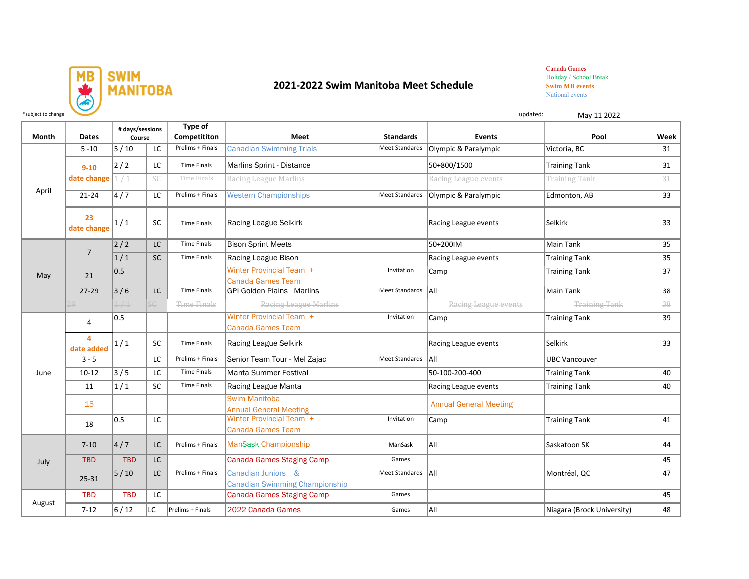*subject to change

# 2021-2022 Swim Manitoba Meet Schedule

Canada Games
Holiday / School Break
Swim MB events
National events

updated: May 11 2022

| Month | Dates | # days/sessions | Course | Type of Competititon | Meet | Standards | Events | Pool | Week |
|---|---|---|---|---|---|---|---|---|---|
| April | 5 -10 | 5 / 10 | LC | Prelims + Finals | Canadian Swimming Trials | Meet Standards | Olympic & Paralympic | Victoria, BC | 31 |
| | 9-10 date change | 2 / 2 | LC | Time Finals | Marlins Sprint - Distance | | 50+800/1500 | Training Tank | 31 |
| | | ~~1 / 1~~ | ~~SC~~ | ~~Time Finals~~ | ~~Racing League Marlins~~ | | ~~Racing League events~~ | ~~Training Tank~~ | ~~31~~ |
| | 21-24 | 4 / 7 | LC | Prelims + Finals | Western Championships | Meet Standards | Olympic & Paralympic | Edmonton, AB | 33 |
| | 23 date change | 1 / 1 | SC | Time Finals | Racing League Selkirk | | Racing League events | Selkirk | 33 |
| May | 7 | 2 / 2 | LC | Time Finals | Bison Sprint Meets | | 50+200IM | Main Tank | 35 |
| | | 1 / 1 | SC | Time Finals | Racing League Bison | | Racing League events | Training Tank | 35 |
| | 21 | 0.5 | | | Winter Provincial Team + Canada Games Team | Invitation | Camp | Training Tank | 37 |
| | 27-29 | 3 / 6 | LC | Time Finals | GPI Golden Plains Marlins | Meet Standards | All | Main Tank | 38 |
| | ~~29~~ | ~~1 / 1~~ | ~~SC~~ | ~~Time Finals~~ | ~~Racing League Marlins~~ | | ~~Racing League events~~ | ~~Training Tank~~ | ~~38~~ |
| June | 4 | 0.5 | | | Winter Provincial Team + Canada Games Team | Invitation | Camp | Training Tank | 39 |
| | 4 date added | 1 / 1 | SC | Time Finals | Racing League Selkirk | | Racing League events | Selkirk | 33 |
| | 3 - 5 | | LC | Prelims + Finals | Senior Team Tour - Mel Zajac | Meet Standards | All | UBC Vancouver | |
| | 10-12 | 3 / 5 | LC | Time Finals | Manta Summer Festival | | 50-100-200-400 | Training Tank | 40 |
| | 11 | 1 / 1 | SC | Time Finals | Racing League Manta | | Racing League events | Training Tank | 40 |
| | 15 | | | | Swim Manitoba Annual General Meeting | | Annual General Meeting | | |
| | 18 | 0.5 | LC | | Winter Provincial Team + Canada Games Team | Invitation | Camp | Training Tank | 41 |
| July | 7-10 | 4 / 7 | LC | Prelims + Finals | ManSask Championship | ManSask | All | Saskatoon SK | 44 |
| | TBD | TBD | LC | | Canada Games Staging Camp | Games | | | 45 |
| | 25-31 | 5 / 10 | LC | Prelims + Finals | Canadian Juniors & Canadian Swimming Championship | Meet Standards | All | Montréal, QC | 47 |
| August | TBD | TBD | LC | | Canada Games Staging Camp | Games | | | 45 |
| | 7-12 | 6 / 12 | LC | Prelims + Finals | 2022 Canada Games | Games | All | Niagara (Brock University) | 48 |